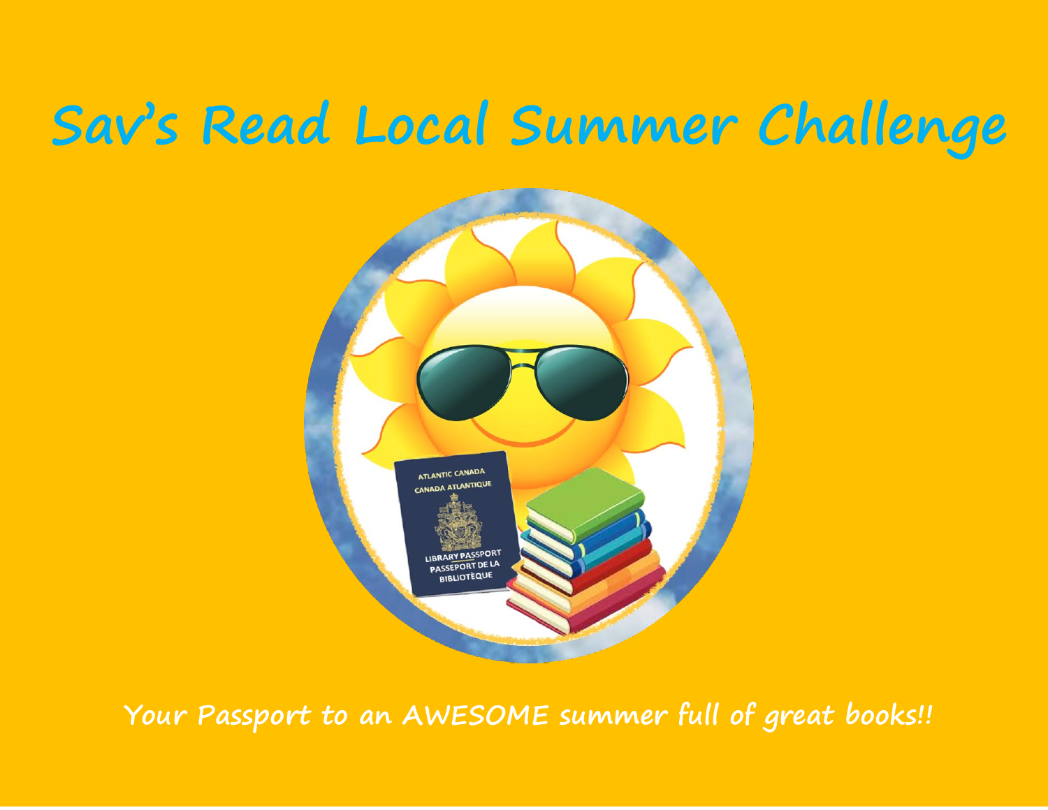# Sav's Read Local Summer Challenge

**Your Passport to an AWESOME summer full of great books!!**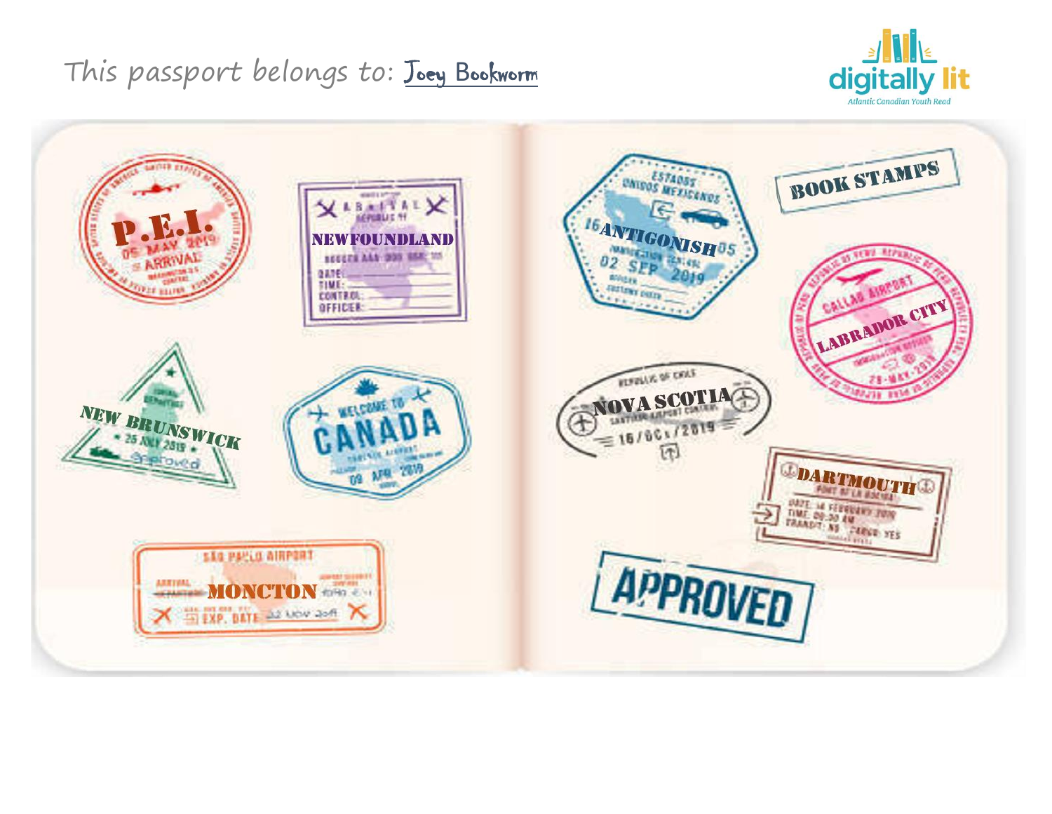This passport belongs to: Joey Bookworm

digitally lit
Atlantic Canadian Youth Read

P.E.I.

NEWFOUNDLAND

NEW BRUNSWICK

CANADA

MONCTON

ANTIGONISH

BOOK STAMPS

LABRADOR CITY

NOVA SCOTIA

DARTMOUTH

APPROVED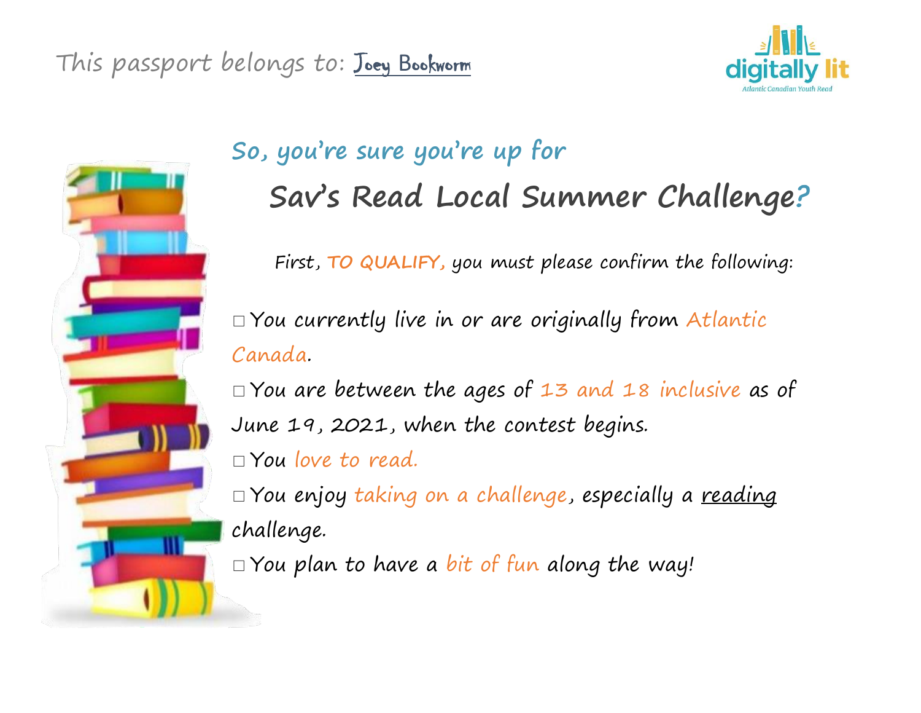This passport belongs to: Joey Bookworm

digitally lit
Atlantic Canadian Youth Read

## So, you're sure you're up for

# Sav's Read Local Summer Challenge?

First, **TO QUALIFY,** you must please confirm the following:

- ☐ You currently live in or are originally from Atlantic Canada.
- ☐ You are between the ages of 13 and 18 inclusive as of June 19, 2021, when the contest begins.
- ☐ You love to read.
- ☐ You enjoy taking on a challenge, especially a reading challenge.
- ☐ You plan to have a bit of fun along the way!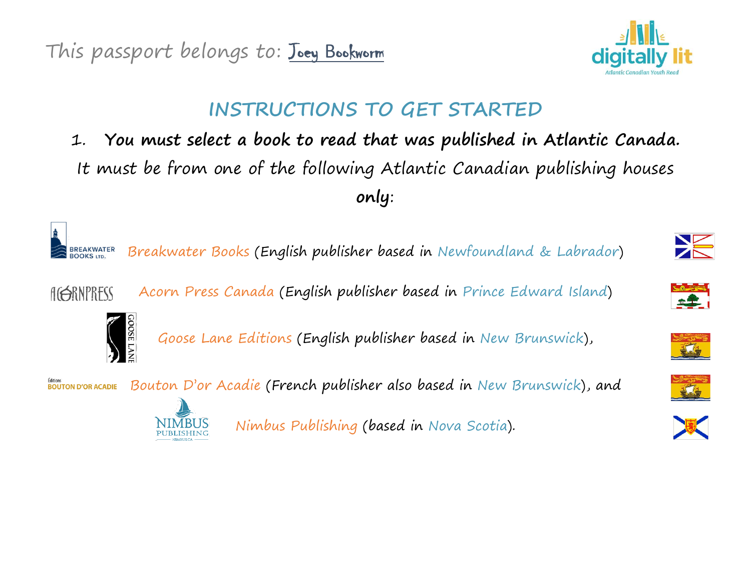This passport belongs to: Joey Bookworm

## INSTRUCTIONS TO GET STARTED

1. **You must select a book to read that was published in Atlantic Canada.**

It must be from one of the following Atlantic Canadian publishing houses **only**:

- Breakwater Books (English publisher based in Newfoundland & Labrador)
- Acorn Press Canada (English publisher based in Prince Edward Island)
- Goose Lane Editions (English publisher based in New Brunswick),
- Bouton D'or Acadie (French publisher also based in New Brunswick), and
- Nimbus Publishing (based in Nova Scotia).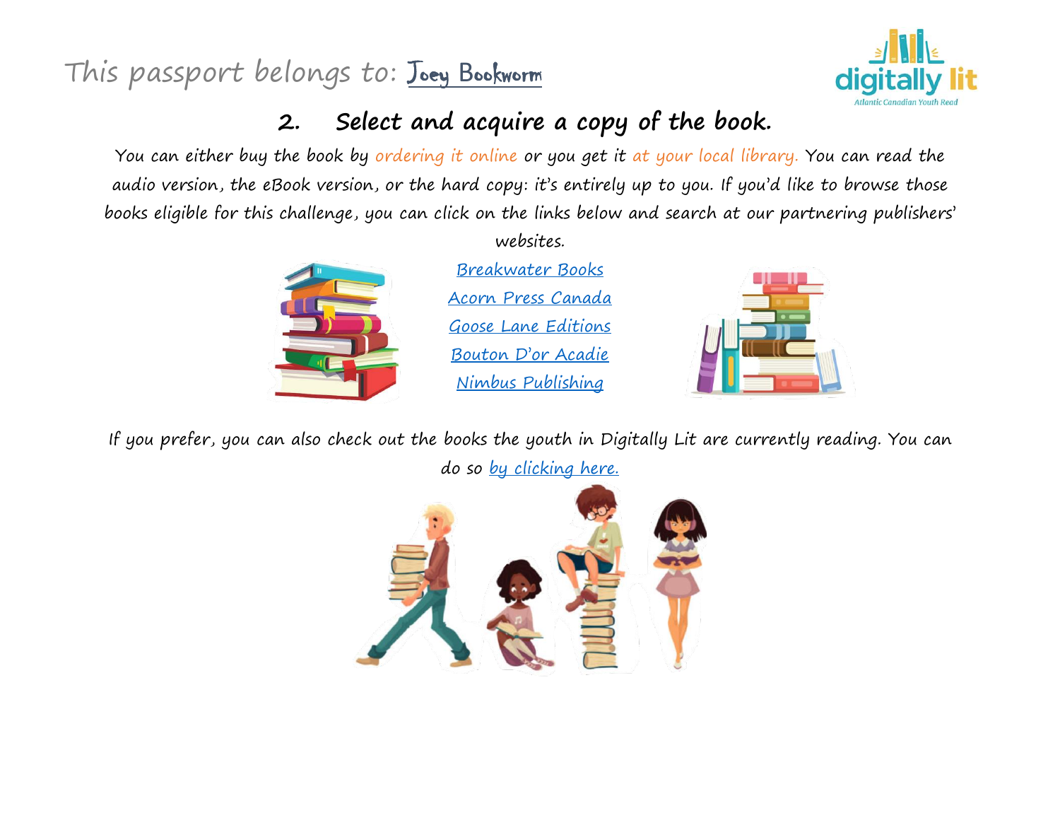This passport belongs to: Joey Bookworm

## 2. Select and acquire a copy of the book.

You can either buy the book by ordering it online or you get it at your local library. You can read the audio version, the eBook version, or the hard copy: it's entirely up to you. If you'd like to browse those books eligible for this challenge, you can click on the links below and search at our partnering publishers' websites.

Breakwater Books

Acorn Press Canada

Goose Lane Editions

Bouton D'or Acadie

Nimbus Publishing

If you prefer, you can also check out the books the youth in Digitally Lit are currently reading. You can do so by clicking here.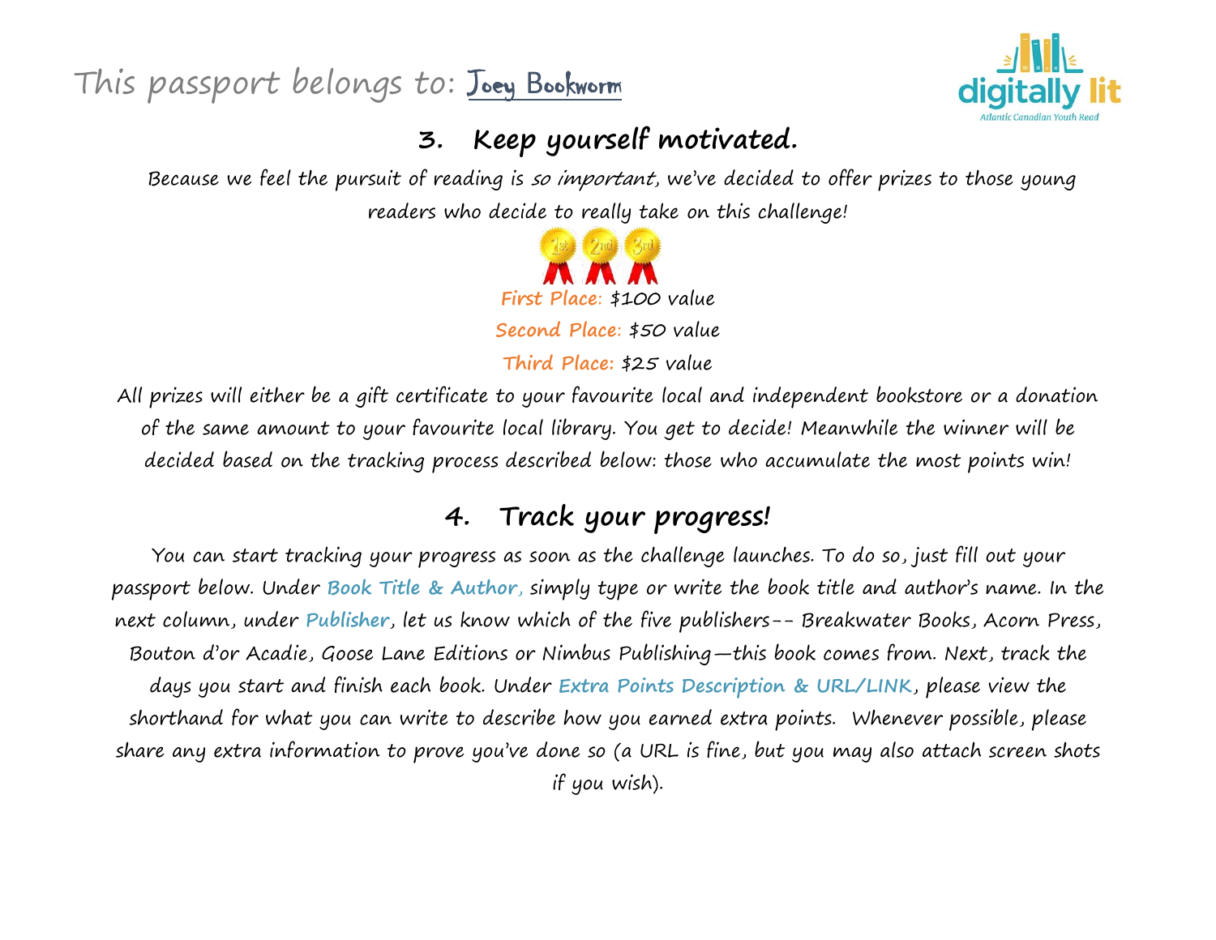This passport belongs to: Joey Bookworm

## 3. Keep yourself motivated.

Because we feel the pursuit of reading is *so important*, we've decided to offer prizes to those young readers who decide to really take on this challenge!

**First Place:** $100 value

**Second Place:** $50 value

**Third Place:** $25 value

All prizes will either be a gift certificate to your favourite local and independent bookstore or a donation of the same amount to your favourite local library. You get to decide! Meanwhile the winner will be decided based on the tracking process described below: those who accumulate the most points win!

## 4. Track your progress!

You can start tracking your progress as soon as the challenge launches. To do so, just fill out your passport below. Under **Book Title & Author**, simply type or write the book title and author's name. In the next column, under **Publisher**, let us know which of the five publishers-- Breakwater Books, Acorn Press, Bouton d'or Acadie, Goose Lane Editions or Nimbus Publishing—this book comes from. Next, track the days you start and finish each book. Under **Extra Points Description & URL/LINK**, please view the shorthand for what you can write to describe how you earned extra points. Whenever possible, please share any extra information to prove you've done so (a URL is fine, but you may also attach screen shots if you wish).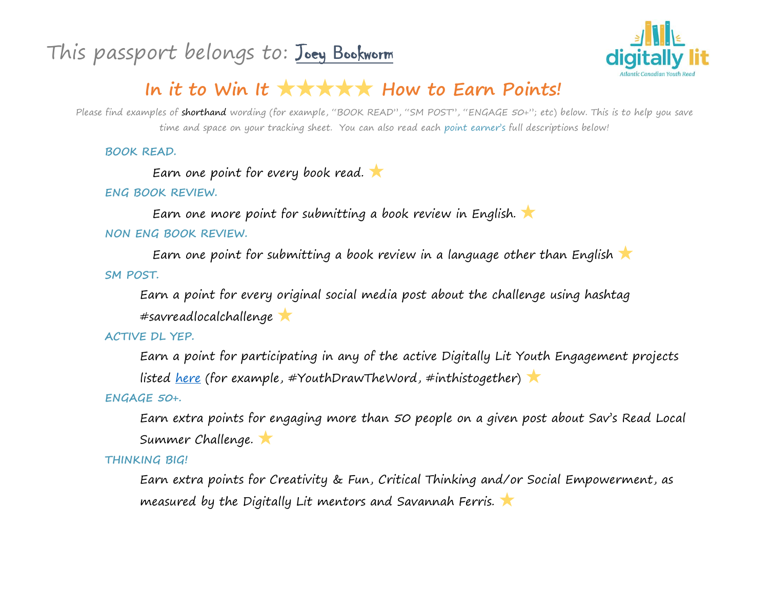This passport belongs to: Joey Bookworm

## In it to Win It ★★★★★ How to Earn Points!

Please find examples of **shorthand** wording (for example, "BOOK READ", "SM POST", "ENGAGE 50+"; etc) below. This is to help you save time and space on your tracking sheet. You can also read each point earner's full descriptions below!

**BOOK READ.**

Earn one point for every book read. ★

**ENG BOOK REVIEW.**

Earn one more point for submitting a book review in English. ★

**NON ENG BOOK REVIEW.**

Earn one point for submitting a book review in a language other than English ★

**SM POST.**

Earn a point for every original social media post about the challenge using hashtag #savreadlocalchallenge ★

**ACTIVE DL YEP.**

Earn a point for participating in any of the active Digitally Lit Youth Engagement projects listed here (for example, #YouthDrawTheWord, #inthistogether) ★

**ENGAGE 50+.**

Earn extra points for engaging more than 50 people on a given post about Sav's Read Local Summer Challenge. ★

**THINKING BIG!**

Earn extra points for Creativity & Fun, Critical Thinking and/or Social Empowerment, as measured by the Digitally Lit mentors and Savannah Ferris. ★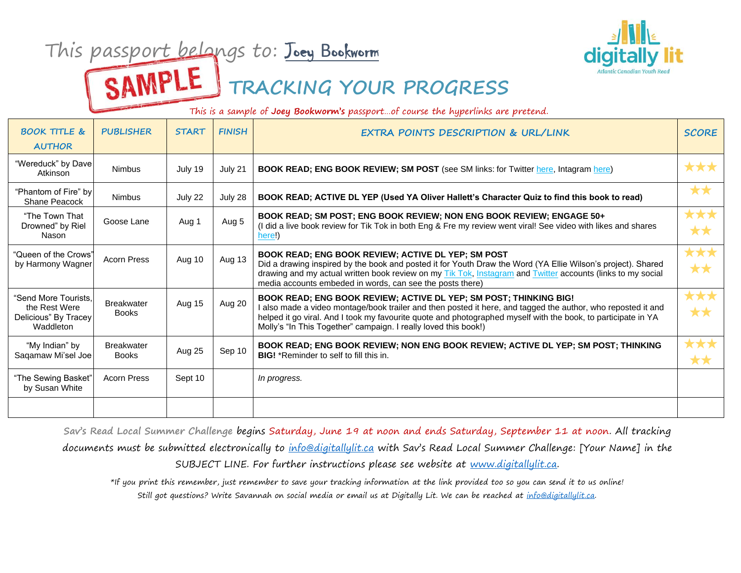This passport belongs to: Joey Bookworm

SAMPLE

digitally lit
Atlantic Canadian Youth Read

# TRACKING YOUR PROGRESS

This is a sample of **Joey Bookworm's** passport…of course the hyperlinks are pretend.

| BOOK TITLE & AUTHOR | PUBLISHER | START | FINISH | EXTRA POINTS DESCRIPTION & URL/LINK | SCORE |
|---|---|---|---|---|---|
| "Wereduck" by Dave Atkinson | Nimbus | July 19 | July 21 | **BOOK READ; ENG BOOK REVIEW; SM POST** (see SM links: for Twitter here, Intagram here) | ★★★ |
| "Phantom of Fire" by Shane Peacock | Nimbus | July 22 | July 28 | **BOOK READ; ACTIVE DL YEP (Used YA Oliver Hallett's Character Quiz to find this book to read)** | ★★ |
| "The Town That Drowned" by Riel Nason | Goose Lane | Aug 1 | Aug 5 | **BOOK READ; SM POST; ENG BOOK REVIEW; NON ENG BOOK REVIEW; ENGAGE 50+** (I did a live book review for Tik Tok in both Eng & Fre my review went viral! See video with likes and shares here!) | ★★★★★ |
| "Queen of the Crows" by Harmony Wagner | Acorn Press | Aug 10 | Aug 13 | **BOOK READ; ENG BOOK REVIEW; ACTIVE DL YEP; SM POST** Did a drawing inspired by the book and posted it for Youth Draw the Word (YA Ellie Wilson's project). Shared drawing and my actual written book review on my Tik Tok, Instagram and Twitter accounts (links to my social media accounts embeded in words, can see the posts there) | ★★★★★ |
| "Send More Tourists, the Rest Were Delicious" By Tracey Waddleton | Breakwater Books | Aug 15 | Aug 20 | **BOOK READ; ENG BOOK REVIEW; ACTIVE DL YEP; SM POST; THINKING BIG!** I also made a video montage/book trailer and then posted it here, and tagged the author, who reposted it and helped it go viral. And I took my favourite quote and photographed myself with the book, to participate in YA Molly's "In This Together" campaign. I really loved this book!) | ★★★★★ |
| "My Indian" by Saqamaw Mi'sel Joe | Breakwater Books | Aug 25 | Sep 10 | **BOOK READ; ENG BOOK REVIEW; NON ENG BOOK REVIEW; ACTIVE DL YEP; SM POST; THINKING BIG!** *Reminder to self to fill this in. | ★★★★★ |
| "The Sewing Basket" by Susan White | Acorn Press | Sept 10 | | *In progress.* | |
| | | | | | |

Sav's Read Local Summer Challenge begins Saturday, June 19 at noon and ends Saturday, September 11 at noon. All tracking documents must be submitted electronically to info@digitallylit.ca with Sav's Read Local Summer Challenge: [Your Name] in the SUBJECT LINE. For further instructions please see website at www.digitallylit.ca.

*If you print this remember, just remember to save your tracking information at the link provided too so you can send it to us online! Still got questions? Write Savannah on social media or email us at Digitally Lit. We can be reached at info@digitallylit.ca.